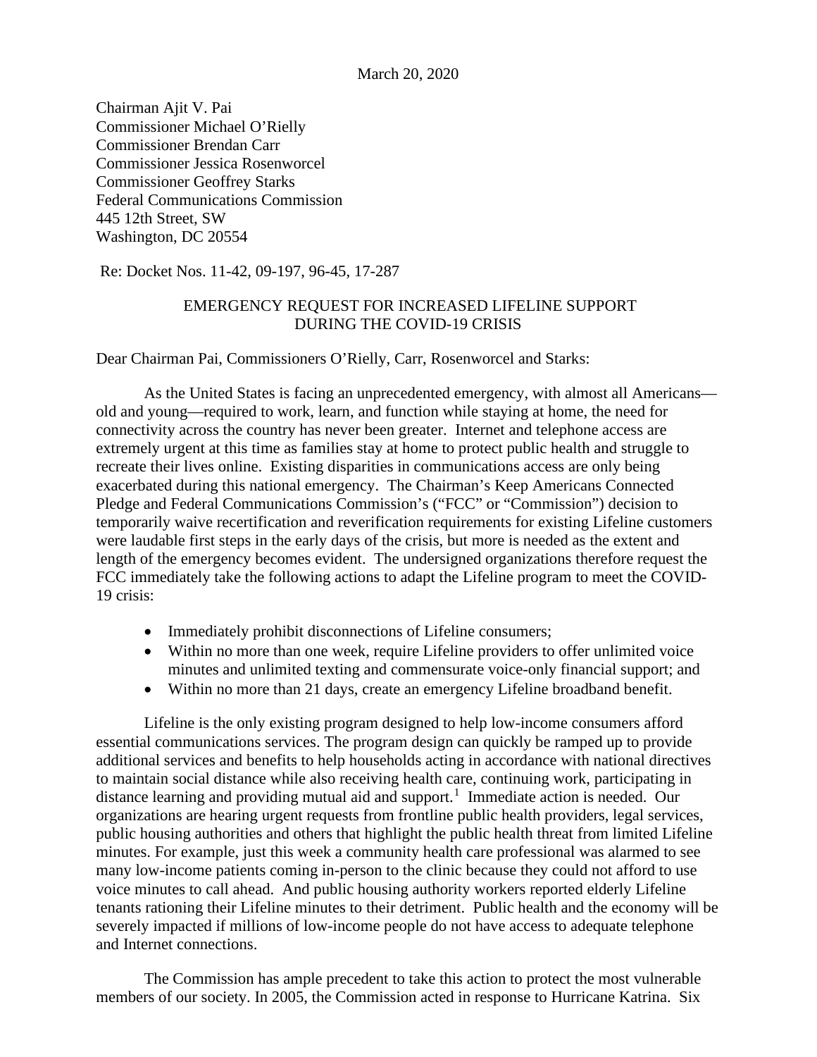March 20, 2020

Chairman Ajit V. Pai
Commissioner Michael O'Rielly
Commissioner Brendan Carr
Commissioner Jessica Rosenworcel
Commissioner Geoffrey Starks
Federal Communications Commission
445 12th Street, SW
Washington, DC 20554

Re: Docket Nos. 11-42, 09-197, 96-45, 17-287

EMERGENCY REQUEST FOR INCREASED LIFELINE SUPPORT DURING THE COVID-19 CRISIS

Dear Chairman Pai, Commissioners O'Rielly, Carr, Rosenworcel and Starks:

As the United States is facing an unprecedented emergency, with almost all Americans—old and young—required to work, learn, and function while staying at home, the need for connectivity across the country has never been greater. Internet and telephone access are extremely urgent at this time as families stay at home to protect public health and struggle to recreate their lives online. Existing disparities in communications access are only being exacerbated during this national emergency. The Chairman's Keep Americans Connected Pledge and Federal Communications Commission's ("FCC" or "Commission") decision to temporarily waive recertification and reverification requirements for existing Lifeline customers were laudable first steps in the early days of the crisis, but more is needed as the extent and length of the emergency becomes evident. The undersigned organizations therefore request the FCC immediately take the following actions to adapt the Lifeline program to meet the COVID-19 crisis:

- Immediately prohibit disconnections of Lifeline consumers;
- Within no more than one week, require Lifeline providers to offer unlimited voice minutes and unlimited texting and commensurate voice-only financial support; and
- Within no more than 21 days, create an emergency Lifeline broadband benefit.

Lifeline is the only existing program designed to help low-income consumers afford essential communications services. The program design can quickly be ramped up to provide additional services and benefits to help households acting in accordance with national directives to maintain social distance while also receiving health care, continuing work, participating in distance learning and providing mutual aid and support.[1] Immediate action is needed. Our organizations are hearing urgent requests from frontline public health providers, legal services, public housing authorities and others that highlight the public health threat from limited Lifeline minutes. For example, just this week a community health care professional was alarmed to see many low-income patients coming in-person to the clinic because they could not afford to use voice minutes to call ahead. And public housing authority workers reported elderly Lifeline tenants rationing their Lifeline minutes to their detriment. Public health and the economy will be severely impacted if millions of low-income people do not have access to adequate telephone and Internet connections.

The Commission has ample precedent to take this action to protect the most vulnerable members of our society. In 2005, the Commission acted in response to Hurricane Katrina. Six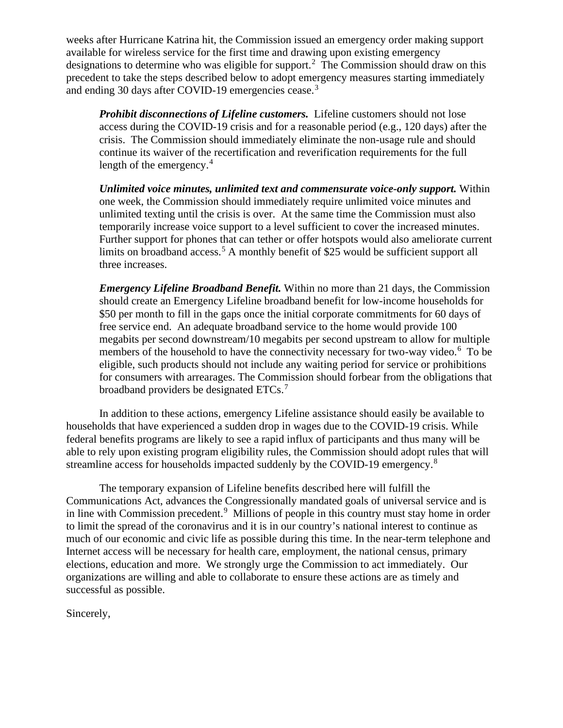weeks after Hurricane Katrina hit, the Commission issued an emergency order making support available for wireless service for the first time and drawing upon existing emergency designations to determine who was eligible for support.[2] The Commission should draw on this precedent to take the steps described below to adopt emergency measures starting immediately and ending 30 days after COVID-19 emergencies cease.[3]

> ***Prohibit disconnections of Lifeline customers.*** Lifeline customers should not lose access during the COVID-19 crisis and for a reasonable period (e.g., 120 days) after the crisis. The Commission should immediately eliminate the non-usage rule and should continue its waiver of the recertification and reverification requirements for the full length of the emergency.[4]
>
> ***Unlimited voice minutes, unlimited text and commensurate voice-only support.*** Within one week, the Commission should immediately require unlimited voice minutes and unlimited texting until the crisis is over. At the same time the Commission must also temporarily increase voice support to a level sufficient to cover the increased minutes. Further support for phones that can tether or offer hotspots would also ameliorate current limits on broadband access.[5] A monthly benefit of $25 would be sufficient support all three increases.
>
> ***Emergency Lifeline Broadband Benefit.*** Within no more than 21 days, the Commission should create an Emergency Lifeline broadband benefit for low-income households for $50 per month to fill in the gaps once the initial corporate commitments for 60 days of free service end. An adequate broadband service to the home would provide 100 megabits per second downstream/10 megabits per second upstream to allow for multiple members of the household to have the connectivity necessary for two-way video.[6] To be eligible, such products should not include any waiting period for service or prohibitions for consumers with arrearages. The Commission should forbear from the obligations that broadband providers be designated ETCs.[7]

In addition to these actions, emergency Lifeline assistance should easily be available to households that have experienced a sudden drop in wages due to the COVID-19 crisis. While federal benefits programs are likely to see a rapid influx of participants and thus many will be able to rely upon existing program eligibility rules, the Commission should adopt rules that will streamline access for households impacted suddenly by the COVID-19 emergency.[8]

The temporary expansion of Lifeline benefits described here will fulfill the Communications Act, advances the Congressionally mandated goals of universal service and is in line with Commission precedent.[9] Millions of people in this country must stay home in order to limit the spread of the coronavirus and it is in our country's national interest to continue as much of our economic and civic life as possible during this time. In the near-term telephone and Internet access will be necessary for health care, employment, the national census, primary elections, education and more. We strongly urge the Commission to act immediately. Our organizations are willing and able to collaborate to ensure these actions are as timely and successful as possible.

Sincerely,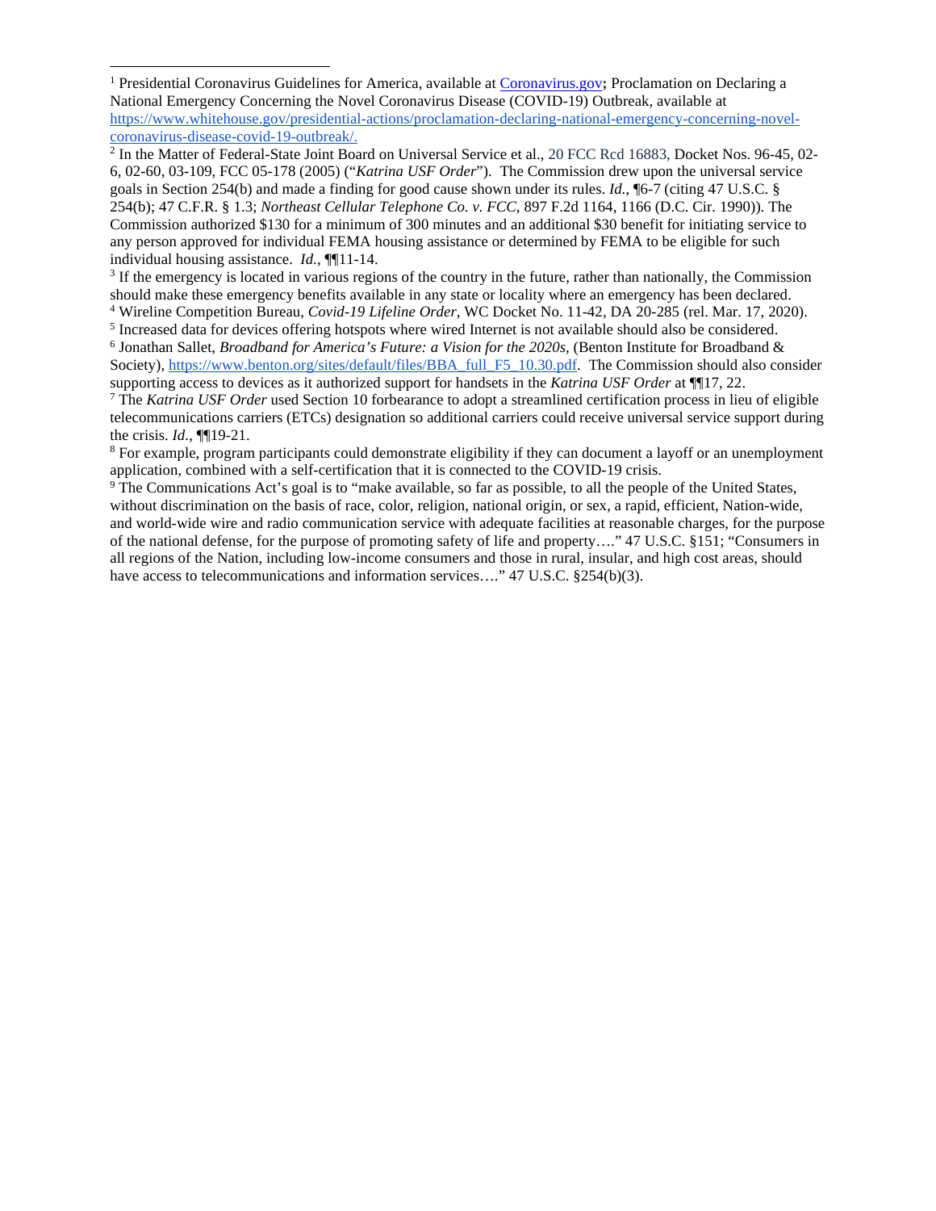[1] Presidential Coronavirus Guidelines for America, available at [Coronavirus.gov](Coronavirus.gov)**;** Proclamation on Declaring a National Emergency Concerning the Novel Coronavirus Disease (COVID-19) Outbreak, available at https://www.whitehouse.gov/presidential-actions/proclamation-declaring-national-emergency-concerning-novel-coronavirus-disease-covid-19-outbreak/.

[2] In the Matter of Federal-State Joint Board on Universal Service et al., 20 FCC Rcd 16883, Docket Nos. 96-45, 02-6, 02-60, 03-109, FCC 05-178 (2005) ("*Katrina USF Order*"). The Commission drew upon the universal service goals in Section 254(b) and made a finding for good cause shown under its rules. *Id.*, ¶6-7 (citing 47 U.S.C. § 254(b); 47 C.F.R. § 1.3; *Northeast Cellular Telephone Co. v. FCC*, 897 F.2d 1164, 1166 (D.C. Cir. 1990)). The Commission authorized $130 for a minimum of 300 minutes and an additional $30 benefit for initiating service to any person approved for individual FEMA housing assistance or determined by FEMA to be eligible for such individual housing assistance. *Id.*, ¶¶11-14.

[3] If the emergency is located in various regions of the country in the future, rather than nationally, the Commission should make these emergency benefits available in any state or locality where an emergency has been declared.

[4] Wireline Competition Bureau, *Covid-19 Lifeline Order*, WC Docket No. 11-42, DA 20-285 (rel. Mar. 17, 2020).

[5] Increased data for devices offering hotspots where wired Internet is not available should also be considered.

[6] Jonathan Sallet, *Broadband for America's Future: a Vision for the 2020s*, (Benton Institute for Broadband & Society), https://www.benton.org/sites/default/files/BBA_full_F5_10.30.pdf. The Commission should also consider supporting access to devices as it authorized support for handsets in the *Katrina USF Order* at ¶¶17, 22.

[7] The *Katrina USF Order* used Section 10 forbearance to adopt a streamlined certification process in lieu of eligible telecommunications carriers (ETCs) designation so additional carriers could receive universal service support during the crisis. *Id.*, ¶¶19-21.

[8] For example, program participants could demonstrate eligibility if they can document a layoff or an unemployment application, combined with a self-certification that it is connected to the COVID-19 crisis.

[9] The Communications Act's goal is to "make available, so far as possible, to all the people of the United States, without discrimination on the basis of race, color, religion, national origin, or sex, a rapid, efficient, Nation-wide, and world-wide wire and radio communication service with adequate facilities at reasonable charges, for the purpose of the national defense, for the purpose of promoting safety of life and property…." 47 U.S.C. §151; "Consumers in all regions of the Nation, including low-income consumers and those in rural, insular, and high cost areas, should have access to telecommunications and information services…." 47 U.S.C. §254(b)(3).